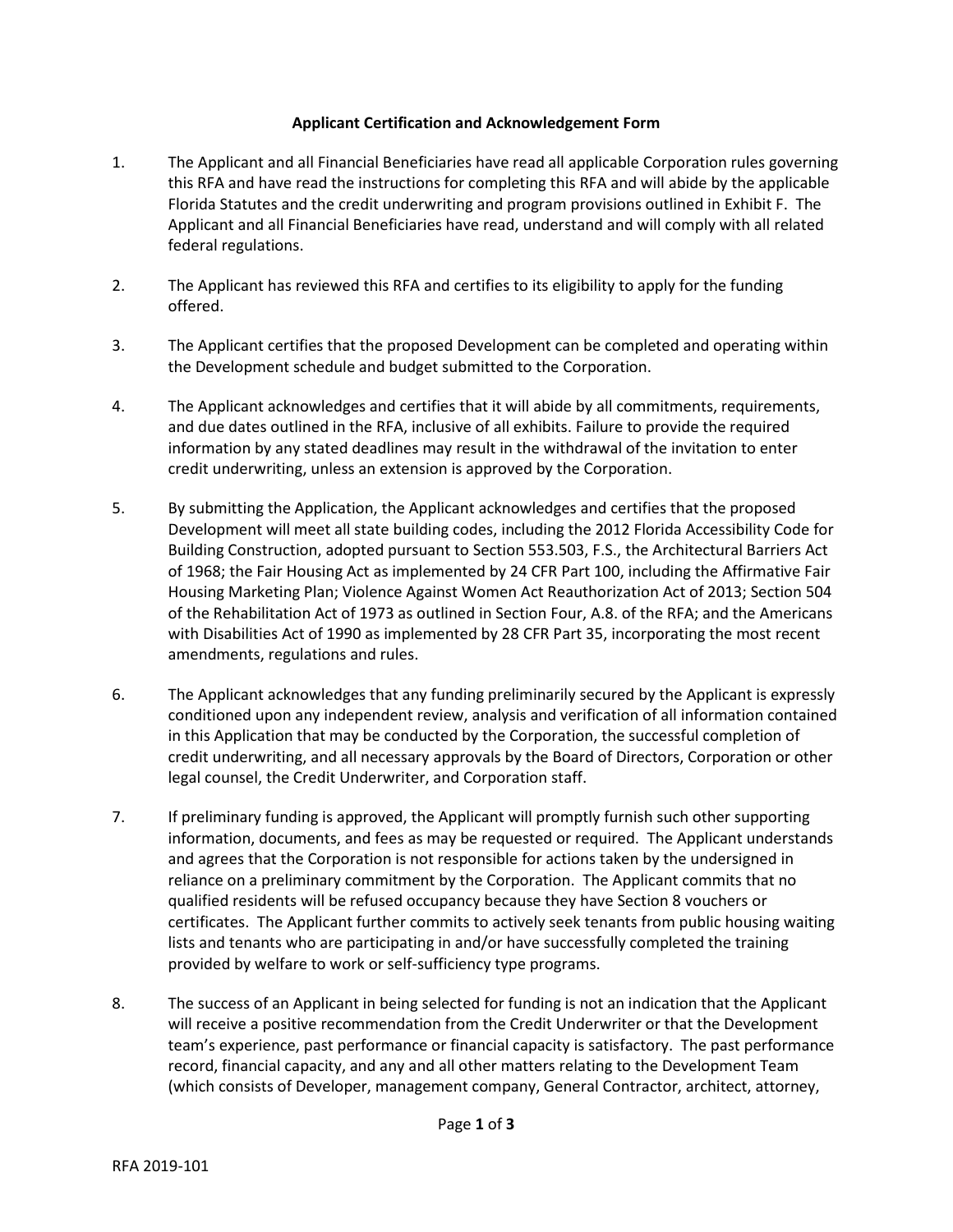**Applicant Certification and Acknowledgement Form**

1. The Applicant and all Financial Beneficiaries have read all applicable Corporation rules governing this RFA and have read the instructions for completing this RFA and will abide by the applicable Florida Statutes and the credit underwriting and program provisions outlined in Exhibit F. The Applicant and all Financial Beneficiaries have read, understand and will comply with all related federal regulations.

2. The Applicant has reviewed this RFA and certifies to its eligibility to apply for the funding offered.

3. The Applicant certifies that the proposed Development can be completed and operating within the Development schedule and budget submitted to the Corporation.

4. The Applicant acknowledges and certifies that it will abide by all commitments, requirements, and due dates outlined in the RFA, inclusive of all exhibits. Failure to provide the required information by any stated deadlines may result in the withdrawal of the invitation to enter credit underwriting, unless an extension is approved by the Corporation.

5. By submitting the Application, the Applicant acknowledges and certifies that the proposed Development will meet all state building codes, including the 2012 Florida Accessibility Code for Building Construction, adopted pursuant to Section 553.503, F.S., the Architectural Barriers Act of 1968; the Fair Housing Act as implemented by 24 CFR Part 100, including the Affirmative Fair Housing Marketing Plan; Violence Against Women Act Reauthorization Act of 2013; Section 504 of the Rehabilitation Act of 1973 as outlined in Section Four, A.8. of the RFA; and the Americans with Disabilities Act of 1990 as implemented by 28 CFR Part 35, incorporating the most recent amendments, regulations and rules.

6. The Applicant acknowledges that any funding preliminarily secured by the Applicant is expressly conditioned upon any independent review, analysis and verification of all information contained in this Application that may be conducted by the Corporation, the successful completion of credit underwriting, and all necessary approvals by the Board of Directors, Corporation or other legal counsel, the Credit Underwriter, and Corporation staff.

7. If preliminary funding is approved, the Applicant will promptly furnish such other supporting information, documents, and fees as may be requested or required. The Applicant understands and agrees that the Corporation is not responsible for actions taken by the undersigned in reliance on a preliminary commitment by the Corporation. The Applicant commits that no qualified residents will be refused occupancy because they have Section 8 vouchers or certificates. The Applicant further commits to actively seek tenants from public housing waiting lists and tenants who are participating in and/or have successfully completed the training provided by welfare to work or self-sufficiency type programs.

8. The success of an Applicant in being selected for funding is not an indication that the Applicant will receive a positive recommendation from the Credit Underwriter or that the Development team's experience, past performance or financial capacity is satisfactory. The past performance record, financial capacity, and any and all other matters relating to the Development Team (which consists of Developer, management company, General Contractor, architect, attorney,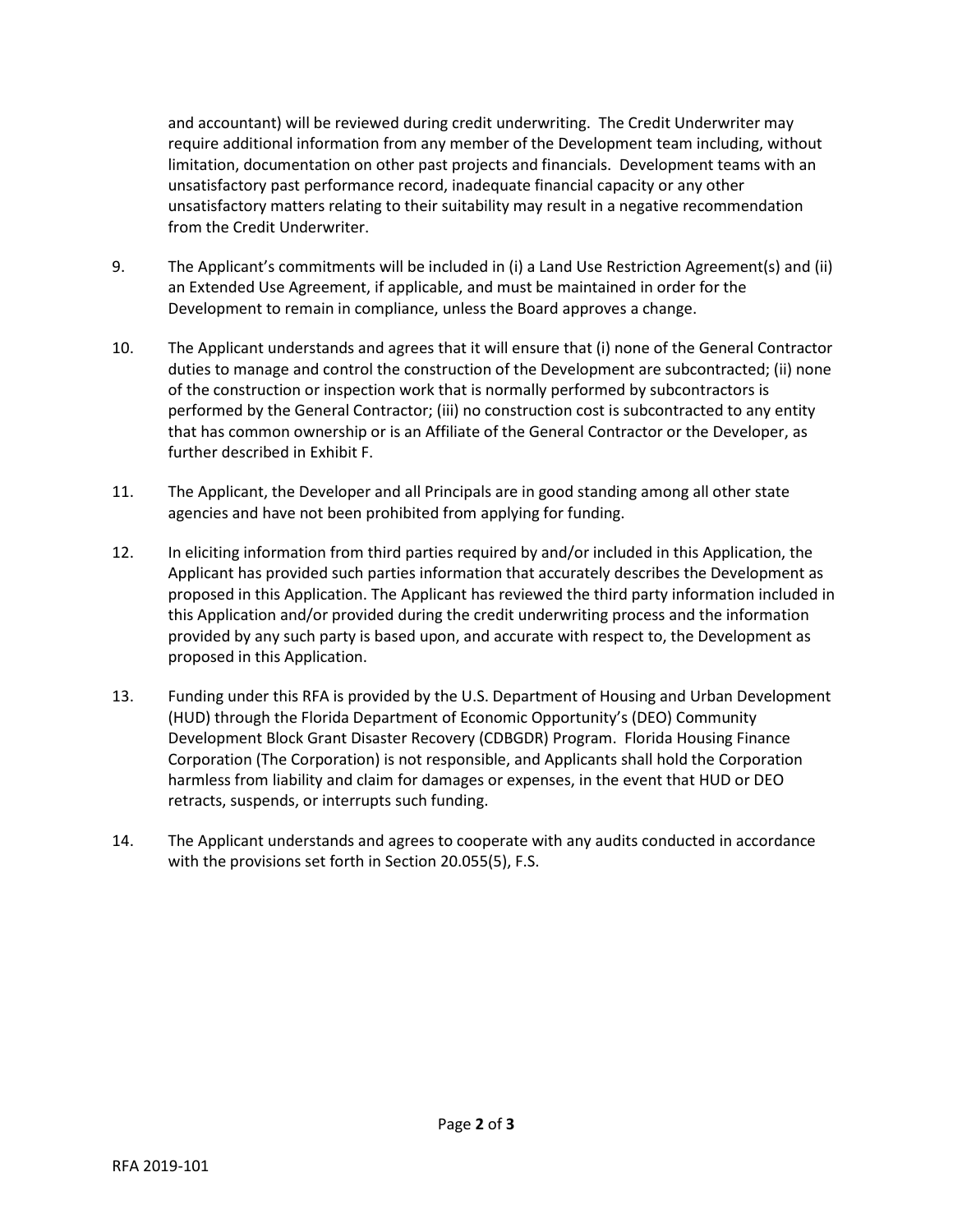and accountant) will be reviewed during credit underwriting. The Credit Underwriter may require additional information from any member of the Development team including, without limitation, documentation on other past projects and financials. Development teams with an unsatisfactory past performance record, inadequate financial capacity or any other unsatisfactory matters relating to their suitability may result in a negative recommendation from the Credit Underwriter.

9. The Applicant's commitments will be included in (i) a Land Use Restriction Agreement(s) and (ii) an Extended Use Agreement, if applicable, and must be maintained in order for the Development to remain in compliance, unless the Board approves a change.

10. The Applicant understands and agrees that it will ensure that (i) none of the General Contractor duties to manage and control the construction of the Development are subcontracted; (ii) none of the construction or inspection work that is normally performed by subcontractors is performed by the General Contractor; (iii) no construction cost is subcontracted to any entity that has common ownership or is an Affiliate of the General Contractor or the Developer, as further described in Exhibit F.

11. The Applicant, the Developer and all Principals are in good standing among all other state agencies and have not been prohibited from applying for funding.

12. In eliciting information from third parties required by and/or included in this Application, the Applicant has provided such parties information that accurately describes the Development as proposed in this Application. The Applicant has reviewed the third party information included in this Application and/or provided during the credit underwriting process and the information provided by any such party is based upon, and accurate with respect to, the Development as proposed in this Application.

13. Funding under this RFA is provided by the U.S. Department of Housing and Urban Development (HUD) through the Florida Department of Economic Opportunity's (DEO) Community Development Block Grant Disaster Recovery (CDBGDR) Program. Florida Housing Finance Corporation (The Corporation) is not responsible, and Applicants shall hold the Corporation harmless from liability and claim for damages or expenses, in the event that HUD or DEO retracts, suspends, or interrupts such funding.

14. The Applicant understands and agrees to cooperate with any audits conducted in accordance with the provisions set forth in Section 20.055(5), F.S.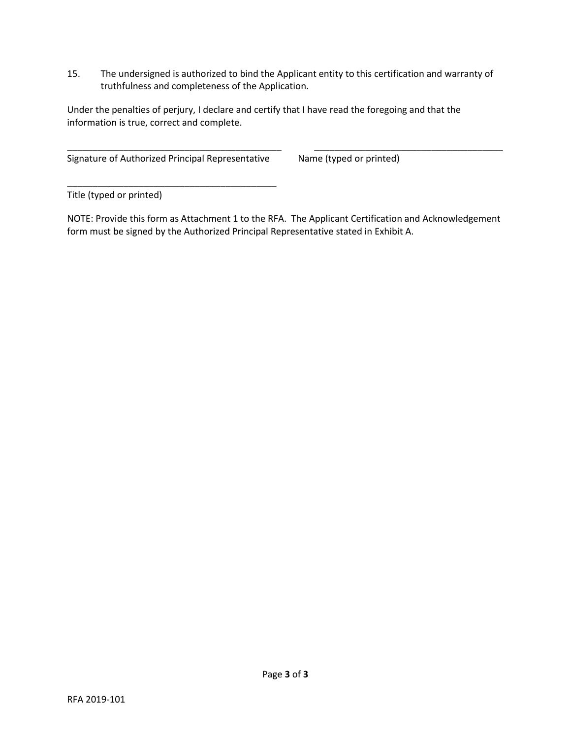15. The undersigned is authorized to bind the Applicant entity to this certification and warranty of truthfulness and completeness of the Application.

Under the penalties of perjury, I declare and certify that I have read the foregoing and that the information is true, correct and complete.

\_\_\_\_\_\_\_\_\_\_\_\_\_\_\_\_\_\_\_\_\_\_\_\_\_\_\_\_\_\_\_\_\_\_\_\_\_\_\_\_\_\_\_ \_\_\_\_\_\_\_\_\_\_\_\_\_\_\_\_\_\_\_\_\_\_\_\_\_\_\_\_\_\_\_\_\_\_\_\_\_\_\_
Signature of Authorized Principal Representative Name (typed or printed)

\_\_\_\_\_\_\_\_\_\_\_\_\_\_\_\_\_\_\_\_\_\_\_\_\_\_\_\_\_\_\_\_\_\_\_\_\_\_\_\_\_\_
Title (typed or printed)

NOTE: Provide this form as Attachment 1 to the RFA. The Applicant Certification and Acknowledgement form must be signed by the Authorized Principal Representative stated in Exhibit A.

RFA 2019-101